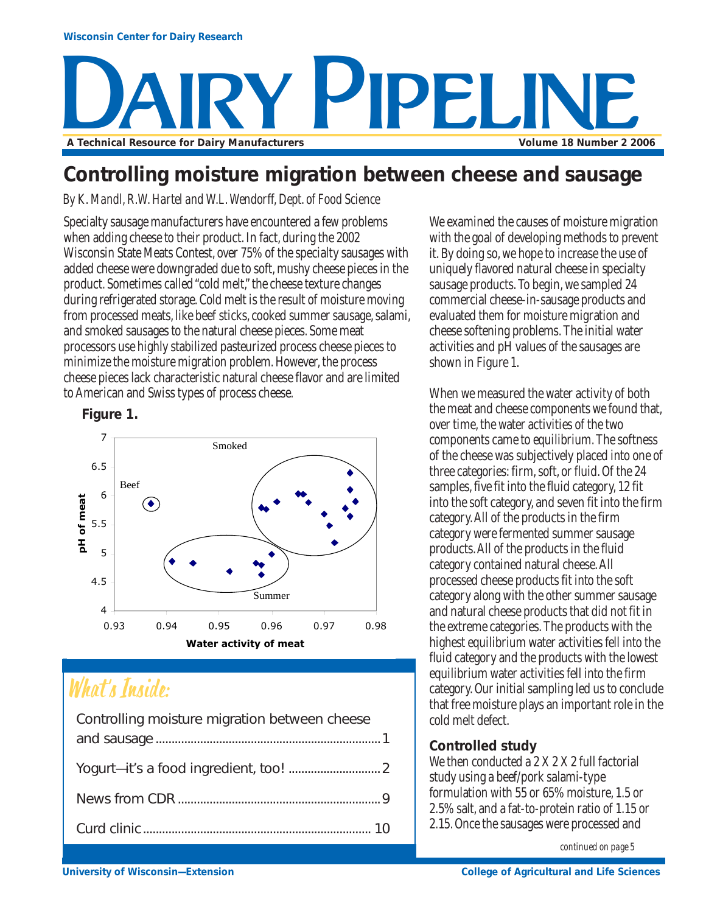Wisconsin Center for Dairy Research

# DAIRY PIPELINE

A Technical Resource for Dairy Manufacturers

Volume 18 Number 2 2006

## Controlling moisture migration between cheese and sausage

*By K. Mandl, R.W. Hartel and W.L. Wendorff, Dept. of Food Science*

Specialty sausage manufacturers have encountered a few problems when adding cheese to their product. In fact, during the 2002 Wisconsin State Meats Contest, over 75% of the specialty sausages with added cheese were downgraded due to soft, mushy cheese pieces in the product. Sometimes called "cold melt," the cheese texture changes during refrigerated storage. Cold melt is the result of moisture moving from processed meats, like beef sticks, cooked summer sausage, salami, and smoked sausages to the natural cheese pieces. Some meat processors use highly stabilized pasteurized process cheese pieces to minimize the moisture migration problem. However, the process cheese pieces lack characteristic natural cheese flavor and are limited to American and Swiss types of process cheese.

**Figure 1.**

We examined the causes of moisture migration with the goal of developing methods to prevent it. By doing so, we hope to increase the use of uniquely flavored natural cheese in specialty sausage products. To begin, we sampled 24 commercial cheese-in-sausage products and evaluated them for moisture migration and cheese softening problems. The initial water activities and pH values of the sausages are shown in Figure 1.

When we measured the water activity of both the meat and cheese components we found that, over time, the water activities of the two components came to equilibrium. The softness of the cheese was subjectively placed into one of three categories: firm, soft, or fluid. Of the 24 samples, five fit into the fluid category, 12 fit into the soft category, and seven fit into the firm category. All of the products in the firm category were fermented summer sausage products. All of the products in the fluid category contained natural cheese. All processed cheese products fit into the soft category along with the other summer sausage and natural cheese products that did not fit in the extreme categories. The products with the highest equilibrium water activities fell into the fluid category and the products with the lowest equilibrium water activities fell into the firm category. Our initial sampling led us to conclude that free moisture plays an important role in the cold melt defect.

### Controlled study

We then conducted a 2 X 2 X 2 full factorial study using a beef/pork salami-type formulation with 55 or 65% moisture, 1.5 or 2.5% salt, and a fat-to-protein ratio of 1.15 or 2.15. Once the sausages were processed and

*continued on page 5*

### What's Inside:

- Controlling moisture migration between cheese and sausage .......... 1
- Yogurt—it's a food ingredient, too! .......... 2
- News from CDR .......... 9
- Curd clinic .......... 10

University of Wisconsin—Extension

College of Agricultural and Life Sciences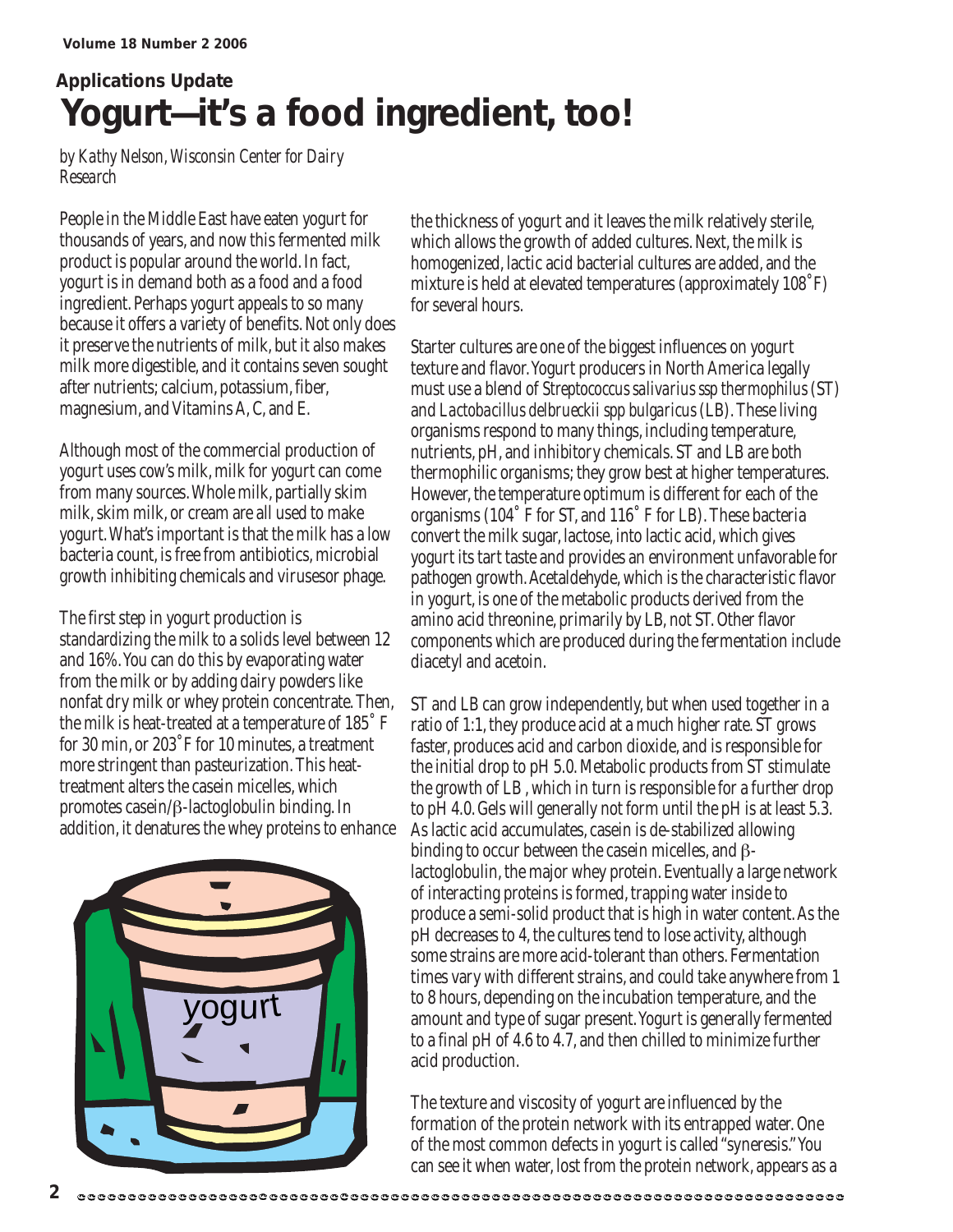## Applications Update

# Yogurt—it's a food ingredient, too!

*by Kathy Nelson, Wisconsin Center for Dairy Research*

People in the Middle East have eaten yogurt for thousands of years, and now this fermented milk product is popular around the world. In fact, yogurt is in demand both as a food and a food ingredient. Perhaps yogurt appeals to so many because it offers a variety of benefits. Not only does it preserve the nutrients of milk, but it also makes milk more digestible, and it contains seven sought after nutrients; calcium, potassium, fiber, magnesium, and Vitamins A, C, and E.

Although most of the commercial production of yogurt uses cow's milk, milk for yogurt can come from many sources. Whole milk, partially skim milk, skim milk, or cream are all used to make yogurt. What's important is that the milk has a low bacteria count, is free from antibiotics, microbial growth inhibiting chemicals and virusesor phage.

The first step in yogurt production is standardizing the milk to a solids level between 12 and 16%. You can do this by evaporating water from the milk or by adding dairy powders like nonfat dry milk or whey protein concentrate. Then, the milk is heat-treated at a temperature of 185˚ F for 30 min, or 203˚F for 10 minutes, a treatment more stringent than pasteurization. This heat-treatment alters the casein micelles, which promotes casein/β-lactoglobulin binding. In addition, it denatures the whey proteins to enhance the thickness of yogurt and it leaves the milk relatively sterile, which allows the growth of added cultures. Next, the milk is homogenized, lactic acid bacterial cultures are added, and the mixture is held at elevated temperatures (approximately 108˚F) for several hours.

Starter cultures are one of the biggest influences on yogurt texture and flavor. Yogurt producers in North America legally must use a blend of *Streptococcus salivarius ssp thermophilus* (ST) and *Lactobacillus delbrueckii spp bulgaricus* (LB). These living organisms respond to many things, including temperature, nutrients, pH, and inhibitory chemicals. ST and LB are both thermophilic organisms; they grow best at higher temperatures. However, the temperature optimum is different for each of the organisms (104˚ F for ST, and 116˚ F for LB). These bacteria convert the milk sugar, lactose, into lactic acid, which gives yogurt its tart taste and provides an environment unfavorable for pathogen growth. Acetaldehyde, which is the characteristic flavor in yogurt, is one of the metabolic products derived from the amino acid threonine, primarily by LB, not ST. Other flavor components which are produced during the fermentation include diacetyl and acetoin.

ST and LB can grow independently, but when used together in a ratio of 1:1, they produce acid at a much higher rate. ST grows faster, produces acid and carbon dioxide, and is responsible for the initial drop to pH 5.0. Metabolic products from ST stimulate the growth of LB , which in turn is responsible for a further drop to pH 4.0. Gels will generally not form until the pH is at least 5.3. As lactic acid accumulates, casein is de-stabilized allowing binding to occur between the casein micelles, and β-lactoglobulin, the major whey protein. Eventually a large network of interacting proteins is formed, trapping water inside to produce a semi-solid product that is high in water content. As the pH decreases to 4, the cultures tend to lose activity, although some strains are more acid-tolerant than others. Fermentation times vary with different strains, and could take anywhere from 1 to 8 hours, depending on the incubation temperature, and the amount and type of sugar present. Yogurt is generally fermented to a final pH of 4.6 to 4.7, and then chilled to minimize further acid production.

The texture and viscosity of yogurt are influenced by the formation of the protein network with its entrapped water. One of the most common defects in yogurt is called "syneresis." You can see it when water, lost from the protein network, appears as a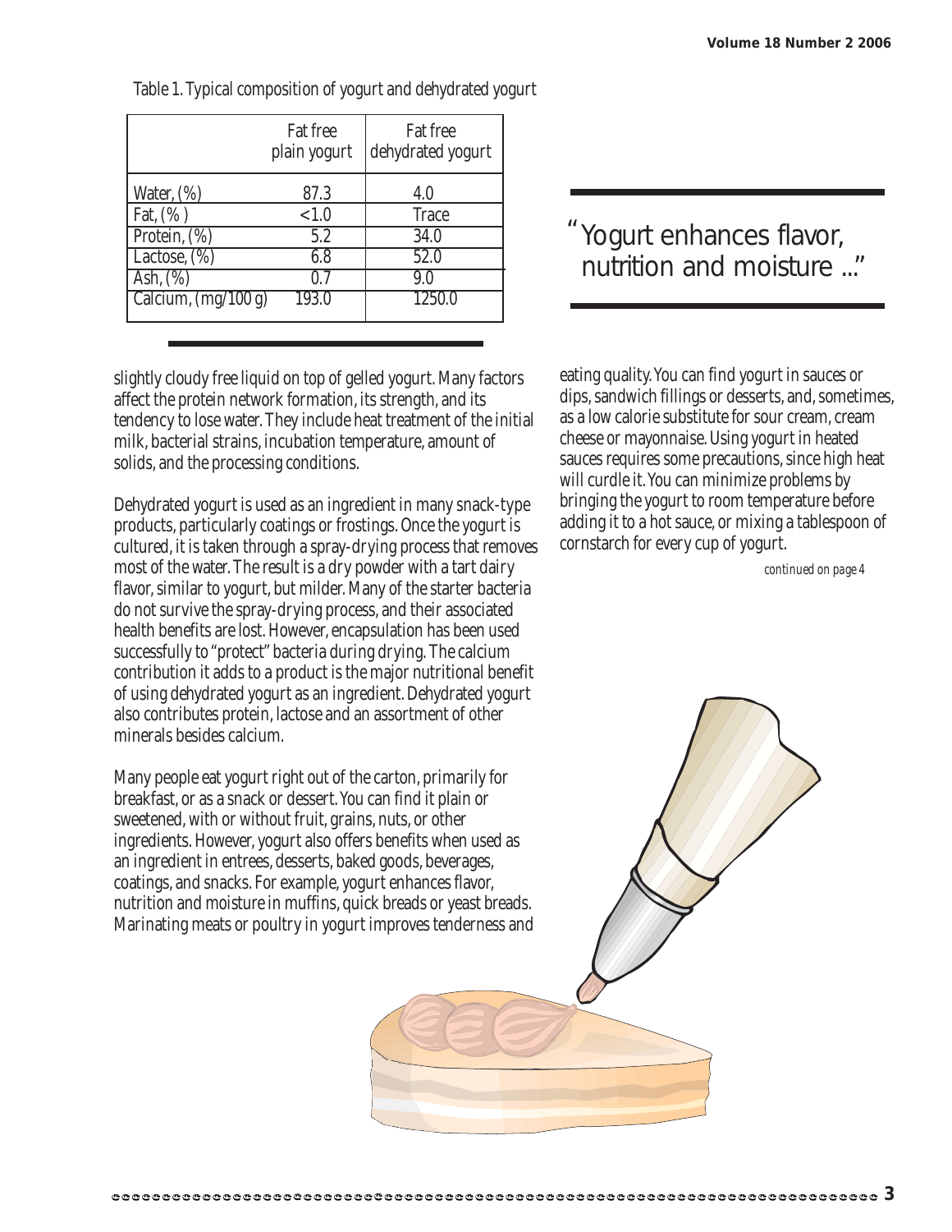Table 1. Typical composition of yogurt and dehydrated yogurt

| | Fat free plain yogurt | Fat free dehydrated yogurt |
|---|---|---|
| Water, (%) | 87.3 | 4.0 |
| Fat, (% ) | <1.0 | Trace |
| Protein, (%) | 5.2 | 34.0 |
| Lactose, (%) | 6.8 | 52.0 |
| Ash, (%) | 0.7 | 9.0 |
| Calcium, (mg/100 g) | 193.0 | 1250.0 |

slightly cloudy free liquid on top of gelled yogurt. Many factors affect the protein network formation, its strength, and its tendency to lose water. They include heat treatment of the initial milk, bacterial strains, incubation temperature, amount of solids, and the processing conditions.

Dehydrated yogurt is used as an ingredient in many snack-type products, particularly coatings or frostings. Once the yogurt is cultured, it is taken through a spray-drying process that removes most of the water. The result is a dry powder with a tart dairy flavor, similar to yogurt, but milder. Many of the starter bacteria do not survive the spray-drying process, and their associated health benefits are lost. However, encapsulation has been used successfully to "protect" bacteria during drying. The calcium contribution it adds to a product is the major nutritional benefit of using dehydrated yogurt as an ingredient. Dehydrated yogurt also contributes protein, lactose and an assortment of other minerals besides calcium.

Many people eat yogurt right out of the carton, primarily for breakfast, or as a snack or dessert. You can find it plain or sweetened, with or without fruit, grains, nuts, or other ingredients. However, yogurt also offers benefits when used as an ingredient in entrees, desserts, baked goods, beverages, coatings, and snacks. For example, yogurt enhances flavor, nutrition and moisture in muffins, quick breads or yeast breads. Marinating meats or poultry in yogurt improves tenderness and eating quality. You can find yogurt in sauces or dips, sandwich fillings or desserts, and, sometimes, as a low calorie substitute for sour cream, cream cheese or mayonnaise. Using yogurt in heated sauces requires some precautions, since high heat will curdle it. You can minimize problems by bringing the yogurt to room temperature before adding it to a hot sauce, or mixing a tablespoon of cornstarch for every cup of yogurt.

> "Yogurt enhances flavor, nutrition and moisture ..."

*continued on page 4*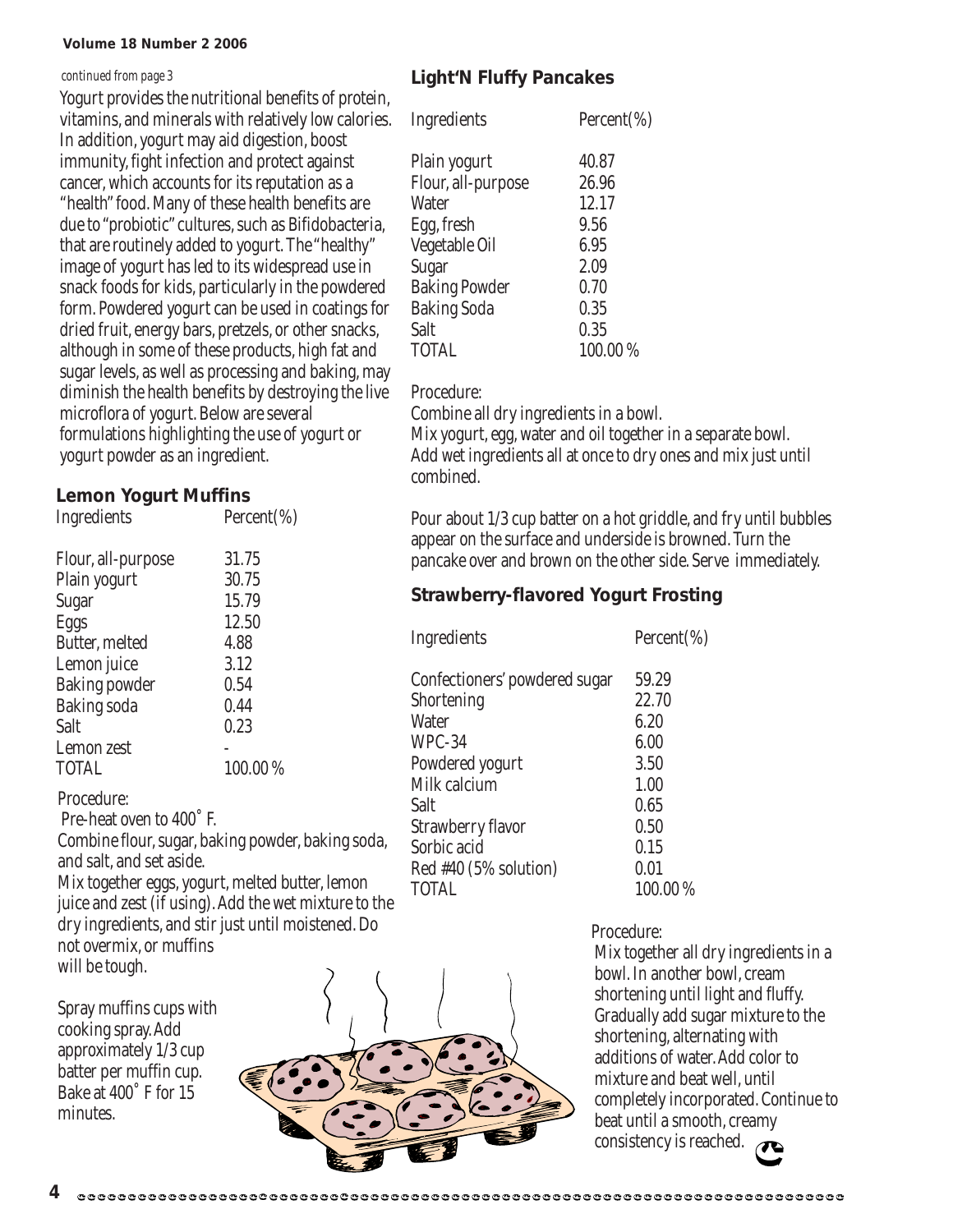*continued from page 3*

Yogurt provides the nutritional benefits of protein, vitamins, and minerals with relatively low calories. In addition, yogurt may aid digestion, boost immunity, fight infection and protect against cancer, which accounts for its reputation as a "health" food. Many of these health benefits are due to "probiotic" cultures, such as Bifidobacteria, that are routinely added to yogurt. The "healthy" image of yogurt has led to its widespread use in snack foods for kids, particularly in the powdered form. Powdered yogurt can be used in coatings for dried fruit, energy bars, pretzels, or other snacks, although in some of these products, high fat and sugar levels, as well as processing and baking, may diminish the health benefits by destroying the live microflora of yogurt. Below are several formulations highlighting the use of yogurt or yogurt powder as an ingredient.

## Lemon Yogurt Muffins

| Ingredients | Percent(%) |
|---|---|
| Flour, all-purpose | 31.75 |
| Plain yogurt | 30.75 |
| Sugar | 15.79 |
| Eggs | 12.50 |
| Butter, melted | 4.88 |
| Lemon juice | 3.12 |
| Baking powder | 0.54 |
| Baking soda | 0.44 |
| Salt | 0.23 |
| Lemon zest | - |
| TOTAL | 100.00 % |

Procedure:

Pre-heat oven to 400˚ F.

Combine flour, sugar, baking powder, baking soda, and salt, and set aside.

Mix together eggs, yogurt, melted butter, lemon juice and zest (if using). Add the wet mixture to the dry ingredients, and stir just until moistened. Do not overmix, or muffins will be tough.

Spray muffins cups with cooking spray. Add approximately 1/3 cup batter per muffin cup. Bake at 400˚ F for 15 minutes.

## Light'N Fluffy Pancakes

| Ingredients | Percent(%) |
|---|---|
| Plain yogurt | 40.87 |
| Flour, all-purpose | 26.96 |
| Water | 12.17 |
| Egg, fresh | 9.56 |
| Vegetable Oil | 6.95 |
| Sugar | 2.09 |
| Baking Powder | 0.70 |
| Baking Soda | 0.35 |
| Salt | 0.35 |
| TOTAL | 100.00 % |

Procedure:

Combine all dry ingredients in a bowl.

Mix yogurt, egg, water and oil together in a separate bowl.

Add wet ingredients all at once to dry ones and mix just until combined.

Pour about 1/3 cup batter on a hot griddle, and fry until bubbles appear on the surface and underside is browned. Turn the pancake over and brown on the other side. Serve immediately.

## Strawberry-flavored Yogurt Frosting

| Ingredients | Percent(%) |
|---|---|
| Confectioners' powdered sugar | 59.29 |
| Shortening | 22.70 |
| Water | 6.20 |
| WPC-34 | 6.00 |
| Powdered yogurt | 3.50 |
| Milk calcium | 1.00 |
| Salt | 0.65 |
| Strawberry flavor | 0.50 |
| Sorbic acid | 0.15 |
| Red #40 (5% solution) | 0.01 |
| TOTAL | 100.00 % |

Procedure:

Mix together all dry ingredients in a bowl. In another bowl, cream shortening until light and fluffy. Gradually add sugar mixture to the shortening, alternating with additions of water. Add color to mixture and beat well, until completely incorporated. Continue to beat until a smooth, creamy consistency is reached.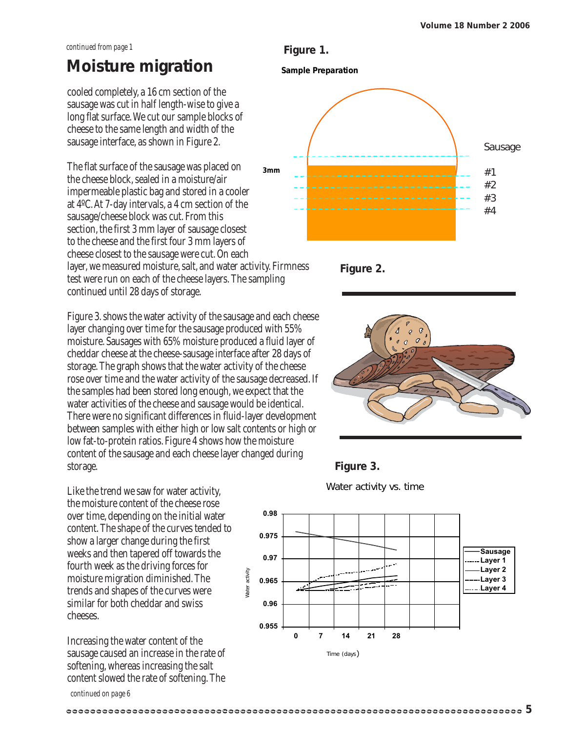*continued from page 1*

# Moisture migration

cooled completely, a 16 cm section of the sausage was cut in half length-wise to give a long flat surface. We cut our sample blocks of cheese to the same length and width of the sausage interface, as shown in Figure 2.

The flat surface of the sausage was placed on the cheese block, sealed in a moisture/air impermeable plastic bag and stored in a cooler at 4ºC. At 7-day intervals, a 4 cm section of the sausage/cheese block was cut. From this section, the first 3 mm layer of sausage closest to the cheese and the first four 3 mm layers of cheese closest to the sausage were cut. On each layer, we measured moisture, salt, and water activity. Firmness test were run on each of the cheese layers. The sampling continued until 28 days of storage.

Figure 3. shows the water activity of the sausage and each cheese layer changing over time for the sausage produced with 55% moisture. Sausages with 65% moisture produced a fluid layer of cheddar cheese at the cheese-sausage interface after 28 days of storage. The graph shows that the water activity of the cheese rose over time and the water activity of the sausage decreased. If the samples had been stored long enough, we expect that the water activities of the cheese and sausage would be identical. There were no significant differences in fluid-layer development between samples with either high or low salt contents or high or low fat-to-protein ratios. Figure 4 shows how the moisture content of the sausage and each cheese layer changed during storage.

Like the trend we saw for water activity, the moisture content of the cheese rose over time, depending on the initial water content. The shape of the curves tended to show a larger change during the first weeks and then tapered off towards the fourth week as the driving forces for moisture migration diminished. The trends and shapes of the curves were similar for both cheddar and swiss cheeses.

Increasing the water content of the sausage caused an increase in the rate of softening, whereas increasing the salt content slowed the rate of softening. The

*continued on page 6*

**Figure 1.**

**Sample Preparation**

Sausage

3mm

#1
#2
#3
#4

**Figure 2.**

**Figure 3.**

Water activity vs. time

Water activity: 0.955, 0.96, 0.965, 0.97, 0.975, 0.98

Time (days): 0, 7, 14, 21, 28

Legend: Sausage, Layer 1, Layer 2, Layer 3, Layer 4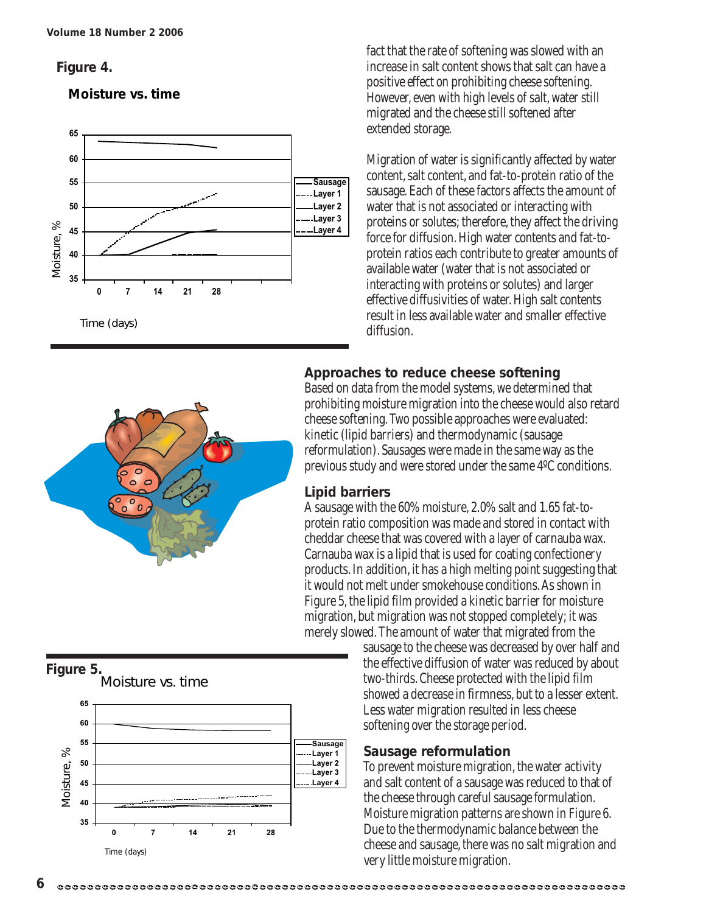**Figure 4.**

**Moisture vs. time**

fact that the rate of softening was slowed with an increase in salt content shows that salt can have a positive effect on prohibiting cheese softening. However, even with high levels of salt, water still migrated and the cheese still softened after extended storage.

Migration of water is significantly affected by water content, salt content, and fat-to-protein ratio of the sausage. Each of these factors affects the amount of water that is not associated or interacting with proteins or solutes; therefore, they affect the driving force for diffusion. High water contents and fat-to-protein ratios each contribute to greater amounts of available water (water that is not associated or interacting with proteins or solutes) and larger effective diffusivities of water. High salt contents result in less available water and smaller effective diffusion.

## Approaches to reduce cheese softening

Based on data from the model systems, we determined that prohibiting moisture migration into the cheese would also retard cheese softening. Two possible approaches were evaluated: kinetic (lipid barriers) and thermodynamic (sausage reformulation). Sausages were made in the same way as the previous study and were stored under the same 4ºC conditions.

### Lipid barriers

A sausage with the 60% moisture, 2.0% salt and 1.65 fat-to-protein ratio composition was made and stored in contact with cheddar cheese that was covered with a layer of carnauba wax. Carnauba wax is a lipid that is used for coating confectionery products. In addition, it has a high melting point suggesting that it would not melt under smokehouse conditions. As shown in Figure 5, the lipid film provided a kinetic barrier for moisture migration, but migration was not stopped completely; it was merely slowed. The amount of water that migrated from the sausage to the cheese was decreased by over half and the effective diffusion of water was reduced by about two-thirds. Cheese protected with the lipid film showed a decrease in firmness, but to a lesser extent. Less water migration resulted in less cheese softening over the storage period.

**Figure 5.** Moisture vs. time

### Sausage reformulation

To prevent moisture migration, the water activity and salt content of a sausage was reduced to that of the cheese through careful sausage formulation. Moisture migration patterns are shown in Figure 6. Due to the thermodynamic balance between the cheese and sausage, there was no salt migration and very little moisture migration.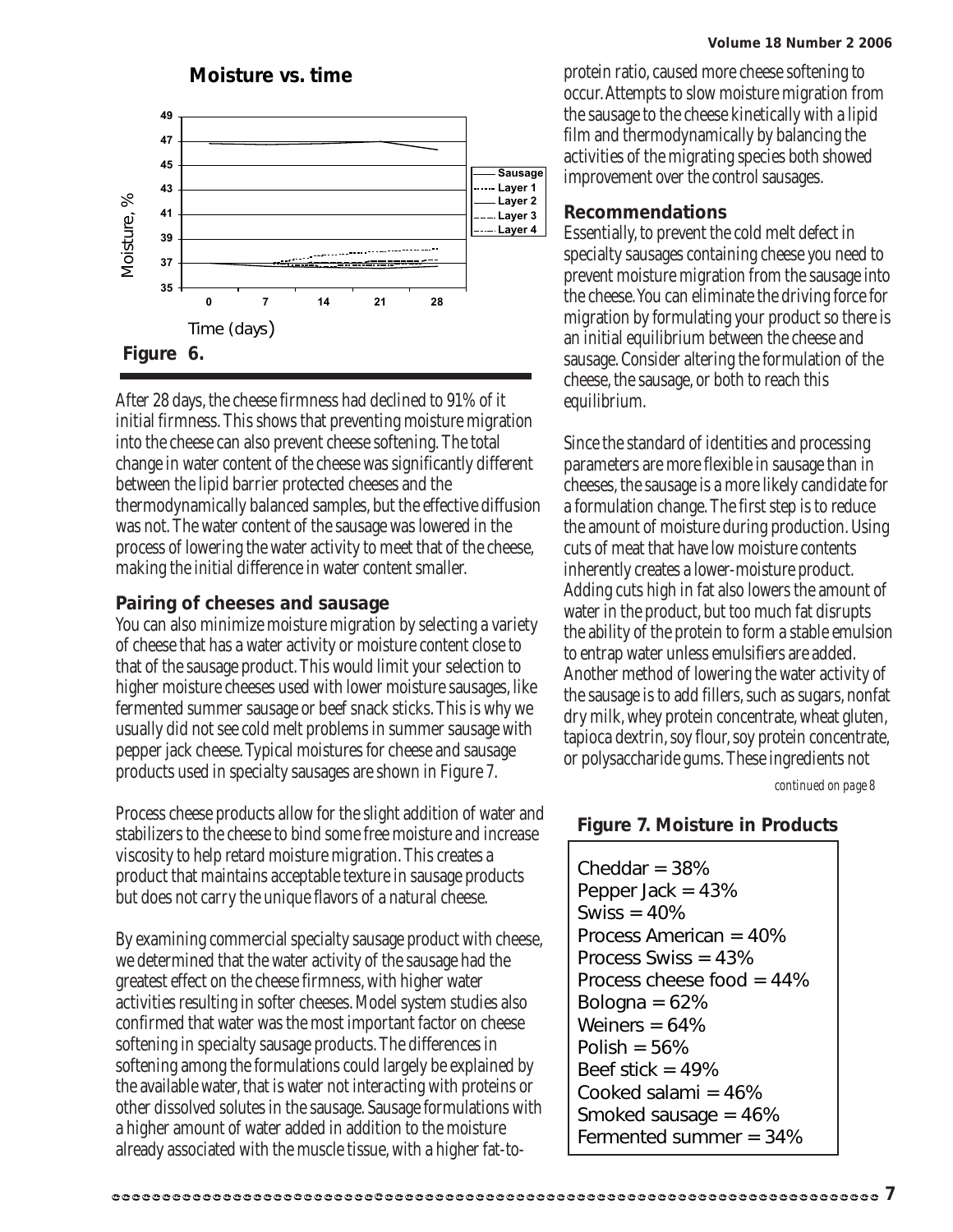**Moisture vs. time**

Moisture, %

Time (days)

Legend: Sausage, Layer 1, Layer 2, Layer 3, Layer 4

**Figure 6.**

After 28 days, the cheese firmness had declined to 91% of it initial firmness. This shows that preventing moisture migration into the cheese can also prevent cheese softening. The total change in water content of the cheese was significantly different between the lipid barrier protected cheeses and the thermodynamically balanced samples, but the effective diffusion was not. The water content of the sausage was lowered in the process of lowering the water activity to meet that of the cheese, making the initial difference in water content smaller.

## Pairing of cheeses and sausage

You can also minimize moisture migration by selecting a variety of cheese that has a water activity or moisture content close to that of the sausage product. This would limit your selection to higher moisture cheeses used with lower moisture sausages, like fermented summer sausage or beef snack sticks. This is why we usually did not see cold melt problems in summer sausage with pepper jack cheese. Typical moistures for cheese and sausage products used in specialty sausages are shown in Figure 7.

Process cheese products allow for the slight addition of water and stabilizers to the cheese to bind some free moisture and increase viscosity to help retard moisture migration. This creates a product that maintains acceptable texture in sausage products but does not carry the unique flavors of a natural cheese.

By examining commercial specialty sausage product with cheese, we determined that the water activity of the sausage had the greatest effect on the cheese firmness, with higher water activities resulting in softer cheeses. Model system studies also confirmed that water was the most important factor on cheese softening in specialty sausage products. The differences in softening among the formulations could largely be explained by the available water, that is water not interacting with proteins or other dissolved solutes in the sausage. Sausage formulations with a higher amount of water added in addition to the moisture already associated with the muscle tissue, with a higher fat-to-protein ratio, caused more cheese softening to occur. Attempts to slow moisture migration from the sausage to the cheese kinetically with a lipid film and thermodynamically by balancing the activities of the migrating species both showed improvement over the control sausages.

## Recommendations

Essentially, to prevent the cold melt defect in specialty sausages containing cheese you need to prevent moisture migration from the sausage into the cheese. You can eliminate the driving force for migration by formulating your product so there is an initial equilibrium between the cheese and sausage. Consider altering the formulation of the cheese, the sausage, or both to reach this equilibrium.

Since the standard of identities and processing parameters are more flexible in sausage than in cheeses, the sausage is a more likely candidate for a formulation change. The first step is to reduce the amount of moisture during production. Using cuts of meat that have low moisture contents inherently creates a lower-moisture product. Adding cuts high in fat also lowers the amount of water in the product, but too much fat disrupts the ability of the protein to form a stable emulsion to entrap water unless emulsifiers are added. Another method of lowering the water activity of the sausage is to add fillers, such as sugars, nonfat dry milk, whey protein concentrate, wheat gluten, tapioca dextrin, soy flour, soy protein concentrate, or polysaccharide gums. These ingredients not

*continued on page 8*

**Figure 7. Moisture in Products**

Cheddar = 38%
Pepper Jack = 43%
Swiss = 40%
Process American = 40%
Process Swiss = 43%
Process cheese food = 44%
Bologna = 62%
Weiners = 64%
Polish = 56%
Beef stick = 49%
Cooked salami = 46%
Smoked sausage = 46%
Fermented summer = 34%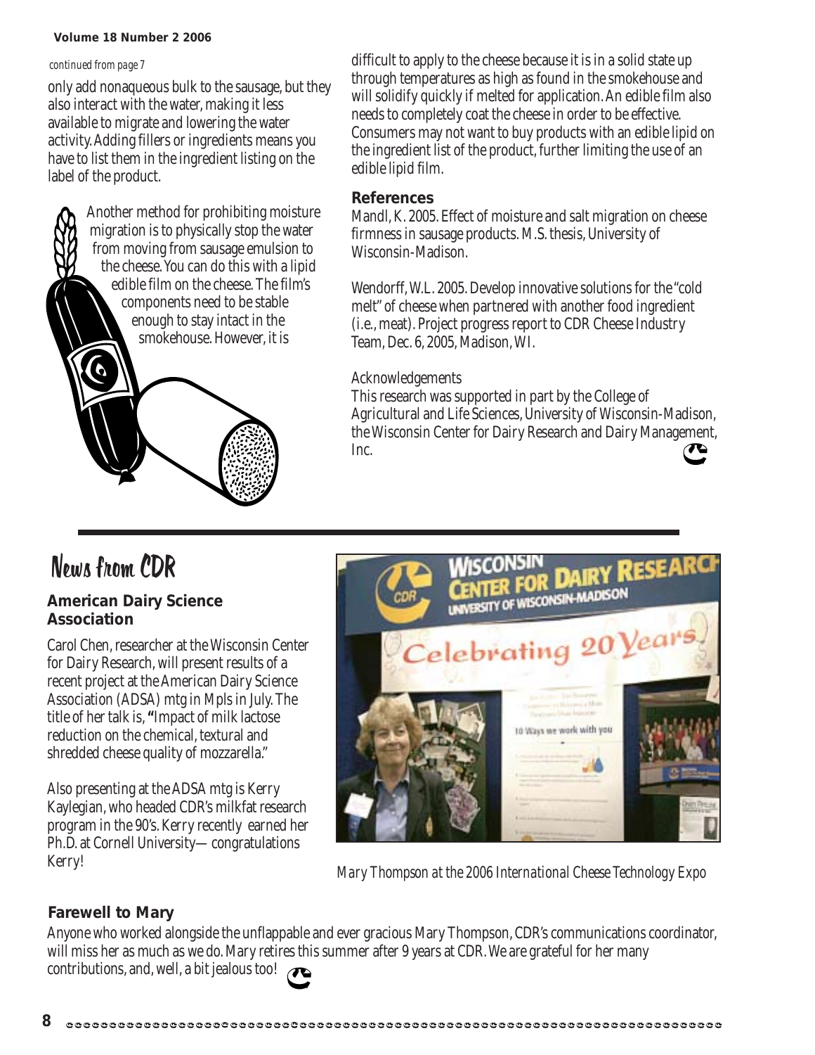*continued from page 7*

only add nonaqueous bulk to the sausage, but they also interact with the water, making it less available to migrate and lowering the water activity. Adding fillers or ingredients means you have to list them in the ingredient listing on the label of the product.

Another method for prohibiting moisture migration is to physically stop the water from moving from sausage emulsion to the cheese. You can do this with a lipid edible film on the cheese. The film's components need to be stable enough to stay intact in the smokehouse. However, it is difficult to apply to the cheese because it is in a solid state up through temperatures as high as found in the smokehouse and will solidify quickly if melted for application. An edible film also needs to completely coat the cheese in order to be effective. Consumers may not want to buy products with an edible lipid on the ingredient list of the product, further limiting the use of an edible lipid film.

**References**

Mandl, K. 2005. Effect of moisture and salt migration on cheese firmness in sausage products. M.S. thesis, University of Wisconsin-Madison.

Wendorff, W.L. 2005. Develop innovative solutions for the "cold melt" of cheese when partnered with another food ingredient (i.e., meat). Project progress report to CDR Cheese Industry Team, Dec. 6, 2005, Madison, WI.

Acknowledgements

This research was supported in part by the College of Agricultural and Life Sciences, University of Wisconsin-Madison, the Wisconsin Center for Dairy Research and Dairy Management, Inc.

# News from CDR

**American Dairy Science Association**

Carol Chen, researcher at the Wisconsin Center for Dairy Research, will present results of a recent project at the American Dairy Science Association (ADSA) mtg in Mpls in July. The title of her talk is, **"**Impact of milk lactose reduction on the chemical, textural and shredded cheese quality of mozzarella."

Also presenting at the ADSA mtg is Kerry Kaylegian, who headed CDR's milkfat research program in the 90's. Kerry recently earned her Ph.D. at Cornell University—congratulations Kerry!

*Mary Thompson at the 2006 International Cheese Technology Expo*

**Farewell to Mary**

Anyone who worked alongside the unflappable and ever gracious Mary Thompson, CDR's communications coordinator, will miss her as much as we do. Mary retires this summer after 9 years at CDR. We are grateful for her many contributions, and, well, a bit jealous too!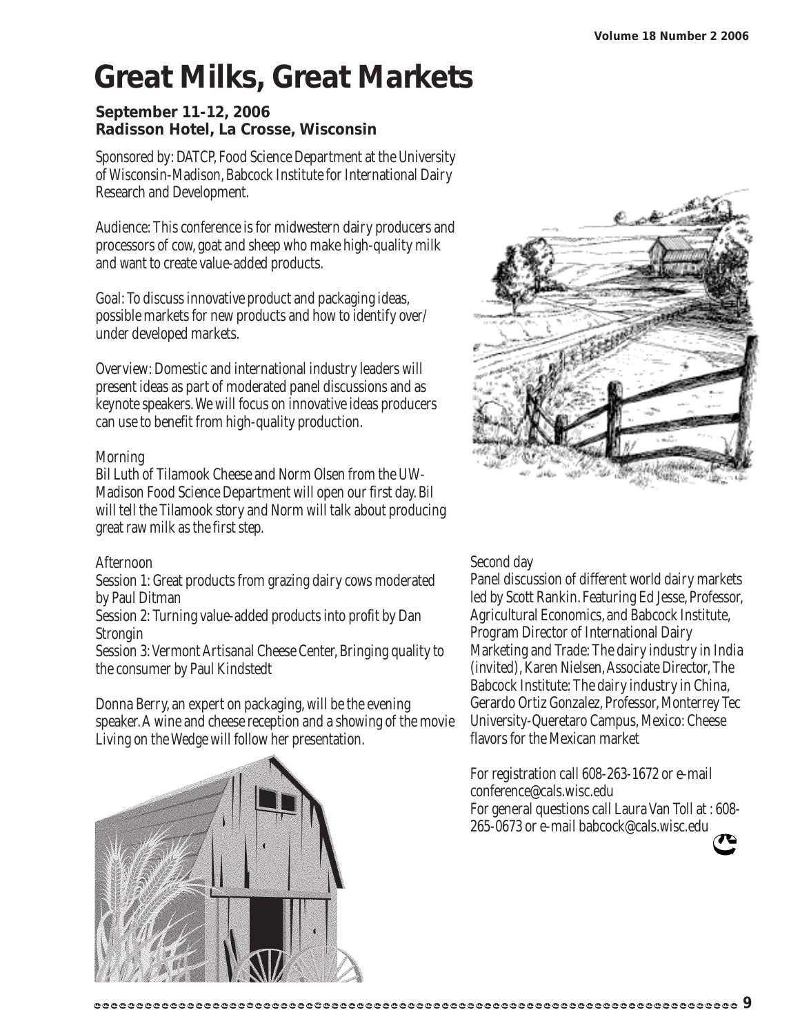# Great Milks, Great Markets

**September 11-12, 2006**
**Radisson Hotel, La Crosse, Wisconsin**

Sponsored by: DATCP, Food Science Department at the University of Wisconsin-Madison, Babcock Institute for International Dairy Research and Development.

Audience: This conference is for midwestern dairy producers and processors of cow, goat and sheep who make high-quality milk and want to create value-added products.

Goal: To discuss innovative product and packaging ideas, possible markets for new products and how to identify over/under developed markets.

Overview: Domestic and international industry leaders will present ideas as part of moderated panel discussions and as keynote speakers. We will focus on innovative ideas producers can use to benefit from high-quality production.

Morning
Bil Luth of Tilamook Cheese and Norm Olsen from the UW-Madison Food Science Department will open our first day. Bil will tell the Tilamook story and Norm will talk about producing great raw milk as the first step.

Afternoon
Session 1: Great products from grazing dairy cows moderated by Paul Ditman
Session 2: Turning value-added products into profit by Dan Strongin
Session 3: Vermont Artisanal Cheese Center, Bringing quality to the consumer by Paul Kindstedt

Donna Berry, an expert on packaging, will be the evening speaker. A wine and cheese reception and a showing of the movie Living on the Wedge will follow her presentation.

Second day
Panel discussion of different world dairy markets led by Scott Rankin. Featuring Ed Jesse, Professor, Agricultural Economics, and Babcock Institute, Program Director of International Dairy Marketing and Trade: The dairy industry in India (invited), Karen Nielsen, Associate Director, The Babcock Institute: The dairy industry in China, Gerardo Ortiz Gonzalez, Professor, Monterrey Tec University-Queretaro Campus, Mexico: Cheese flavors for the Mexican market

For registration call 608-263-1672 or e-mail conference@cals.wisc.edu
For general questions call Laura Van Toll at : 608-265-0673 or e-mail babcock@cals.wisc.edu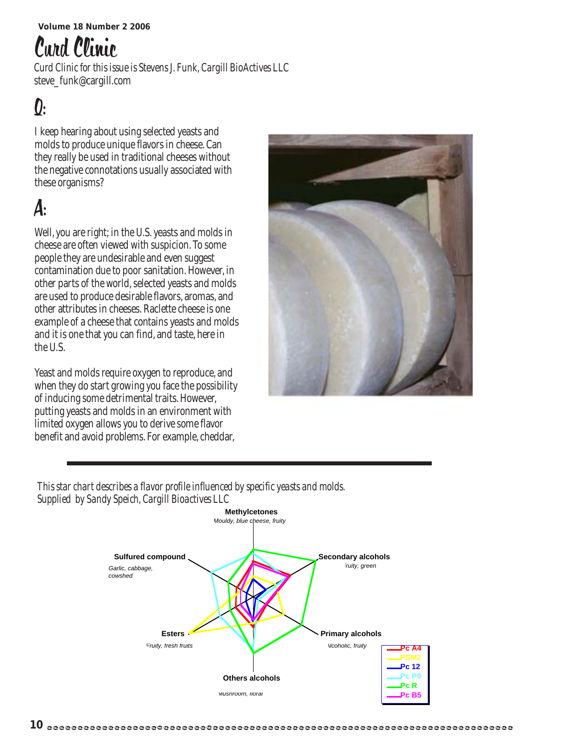# Curd Clinic

*Curd Clinic for this issue is Stevens J. Funk, Cargill BioActives LLC*
*steve_funk@cargill.com*

## Q:

I keep hearing about using selected yeasts and molds to produce unique flavors in cheese. Can they really be used in traditional cheeses without the negative connotations usually associated with these organisms?

## A:

Well, you are right; in the U.S. yeasts and molds in cheese are often viewed with suspicion. To some people they are undesirable and even suggest contamination due to poor sanitation. However, in other parts of the world, selected yeasts and molds are used to produce desirable flavors, aromas, and other attributes in cheeses. Raclette cheese is one example of a cheese that contains yeasts and molds and it is one that you can find, and taste, here in the U.S.

Yeast and molds require oxygen to reproduce, and when they do start growing you face the possibility of inducing some detrimental traits. However, putting yeasts and molds in an environment with limited oxygen allows you to derive some flavor benefit and avoid problems. For example, cheddar,

*This star chart describes a flavor profile influenced by specific yeasts and molds. Supplied by Sandy Speich, Cargill Bioactives LLC*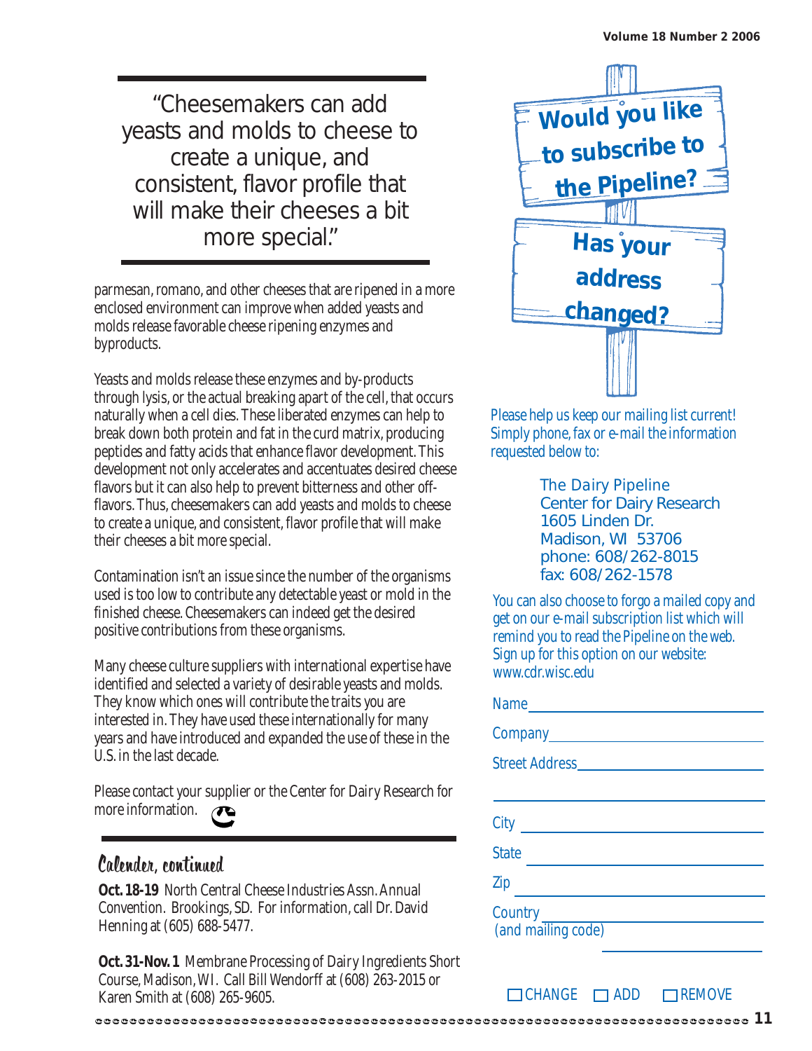> "Cheesemakers can add yeasts and molds to cheese to create a unique, and consistent, flavor profile that will make their cheeses a bit more special."

parmesan, romano, and other cheeses that are ripened in a more enclosed environment can improve when added yeasts and molds release favorable cheese ripening enzymes and byproducts.

Yeasts and molds release these enzymes and by-products through lysis, or the actual breaking apart of the cell, that occurs naturally when a cell dies. These liberated enzymes can help to break down both protein and fat in the curd matrix, producing peptides and fatty acids that enhance flavor development. This development not only accelerates and accentuates desired cheese flavors but it can also help to prevent bitterness and other off-flavors. Thus, cheesemakers can add yeasts and molds to cheese to create a unique, and consistent, flavor profile that will make their cheeses a bit more special.

Contamination isn't an issue since the number of the organisms used is too low to contribute any detectable yeast or mold in the finished cheese. Cheesemakers can indeed get the desired positive contributions from these organisms.

Many cheese culture suppliers with international expertise have identified and selected a variety of desirable yeasts and molds. They know which ones will contribute the traits you are interested in. They have used these internationally for many years and have introduced and expanded the use of these in the U.S. in the last decade.

Please contact your supplier or the Center for Dairy Research for more information.

## Calender, continued

**Oct. 18-19** North Central Cheese Industries Assn. Annual Convention. Brookings, SD. For information, call Dr. David Henning at (605) 688-5477.

**Oct. 31-Nov. 1** Membrane Processing of Dairy Ingredients Short Course, Madison, WI. Call Bill Wendorff at (608) 263-2015 or Karen Smith at (608) 265-9605.

## Would you like to subscribe to the Pipeline?

## Has your address changed?

Please help us keep our mailing list current! Simply phone, fax or e-mail the information requested below to:

The Dairy Pipeline
Center for Dairy Research
1605 Linden Dr.
Madison, WI 53706
phone: 608/262-8015
fax: 608/262-1578

You can also choose to forgo a mailed copy and get on our e-mail subscription list which will remind you to read the Pipeline on the web. Sign up for this option on our website: www.cdr.wisc.edu

Name ____________________

Company ____________________

Street Address ____________________

____________________

City ____________________

State ____________________

Zip ____________________

Country (and mailing code) ____________________

____________________

☐ CHANGE ☐ ADD ☐ REMOVE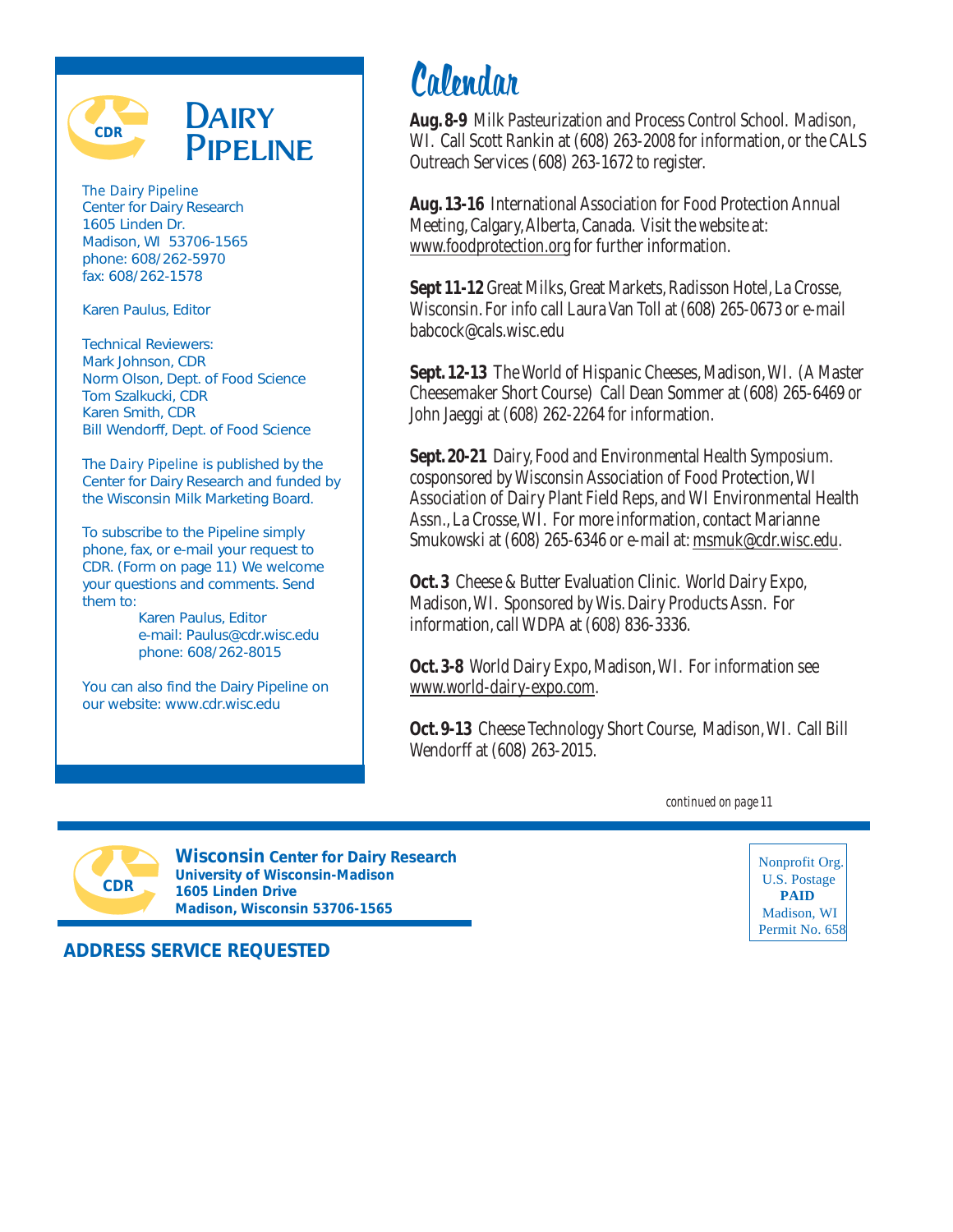# DAIRY PIPELINE

The *Dairy Pipeline*
Center for Dairy Research
1605 Linden Dr.
Madison, WI 53706-1565
phone: 608/262-5970
fax: 608/262-1578

Karen Paulus, Editor

Technical Reviewers:
Mark Johnson, CDR
Norm Olson, Dept. of Food Science
Tom Szalkucki, CDR
Karen Smith, CDR
Bill Wendorff, Dept. of Food Science

The *Dairy Pipeline* is published by the Center for Dairy Research and funded by the Wisconsin Milk Marketing Board.

To subscribe to the Pipeline simply phone, fax, or e-mail your request to CDR. (Form on page 11) We welcome your questions and comments. Send them to:

Karen Paulus, Editor
e-mail: Paulus@cdr.wisc.edu
phone: 608/262-8015

You can also find the Dairy Pipeline on our website: www.cdr.wisc.edu

# Calendar

**Aug. 8-9** Milk Pasteurization and Process Control School. Madison, WI. Call Scott Rankin at (608) 263-2008 for information, or the CALS Outreach Services (608) 263-1672 to register.

**Aug. 13-16** International Association for Food Protection Annual Meeting, Calgary, Alberta, Canada. Visit the website at: www.foodprotection.org for further information.

**Sept 11-12** Great Milks, Great Markets, Radisson Hotel, La Crosse, Wisconsin. For info call Laura Van Toll at (608) 265-0673 or e-mail babcock@cals.wisc.edu

**Sept. 12-13** The World of Hispanic Cheeses, Madison, WI. (A Master Cheesemaker Short Course) Call Dean Sommer at (608) 265-6469 or John Jaeggi at (608) 262-2264 for information.

**Sept. 20-21** Dairy, Food and Environmental Health Symposium. cosponsored by Wisconsin Association of Food Protection, WI Association of Dairy Plant Field Reps, and WI Environmental Health Assn., La Crosse, WI. For more information, contact Marianne Smukowski at (608) 265-6346 or e-mail at: msmuk@cdr.wisc.edu.

**Oct. 3** Cheese & Butter Evaluation Clinic. World Dairy Expo, Madison, WI. Sponsored by Wis. Dairy Products Assn. For information, call WDPA at (608) 836-3336.

**Oct. 3-8** World Dairy Expo, Madison, WI. For information see www.world-dairy-expo.com.

**Oct. 9-13** Cheese Technology Short Course, Madison, WI. Call Bill Wendorff at (608) 263-2015.

*continued on page 11*

**Wisconsin Center for Dairy Research**
**University of Wisconsin-Madison**
**1605 Linden Drive**
**Madison, Wisconsin 53706-1565**

**ADDRESS SERVICE REQUESTED**

Nonprofit Org.
U.S. Postage
**PAID**
Madison, WI
Permit No. 658